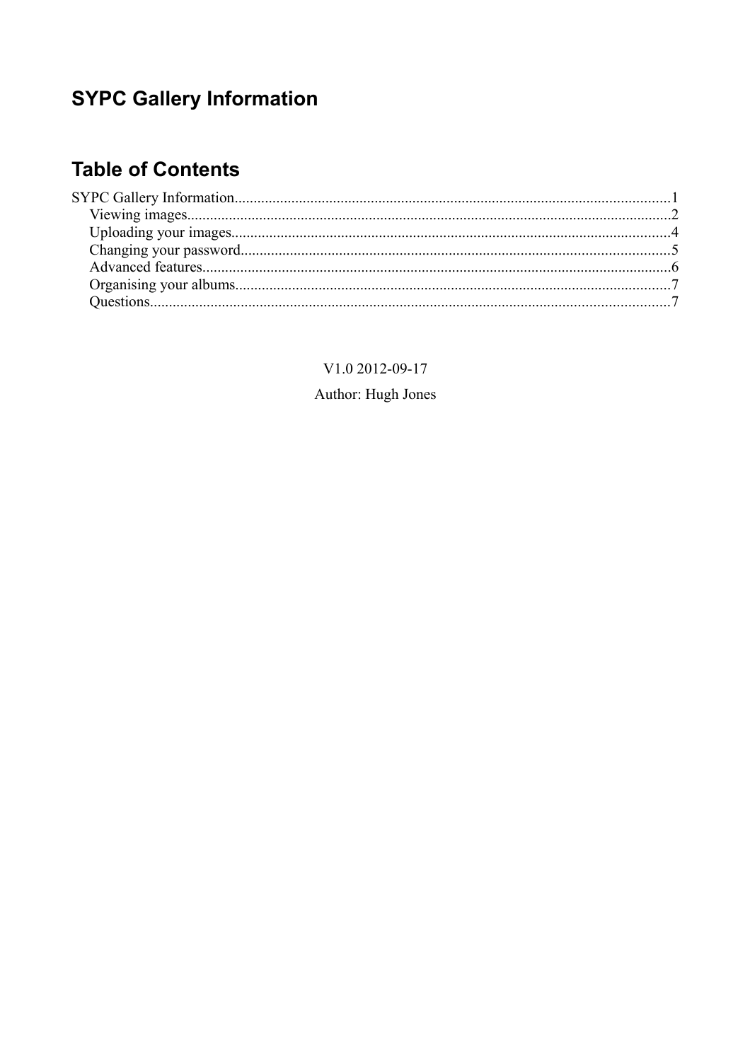# SYPC Gallery Information

## Table of Contents

SYPC Gallery Information....................................................................................................................1
- Viewing images...............................................................................................................................2
- Uploading your images...................................................................................................................4
- Changing your password................................................................................................................5
- Advanced features...........................................................................................................................6
- Organising your albums..................................................................................................................7
- Questions........................................................................................................................................7

V1.0 2012-09-17

Author: Hugh Jones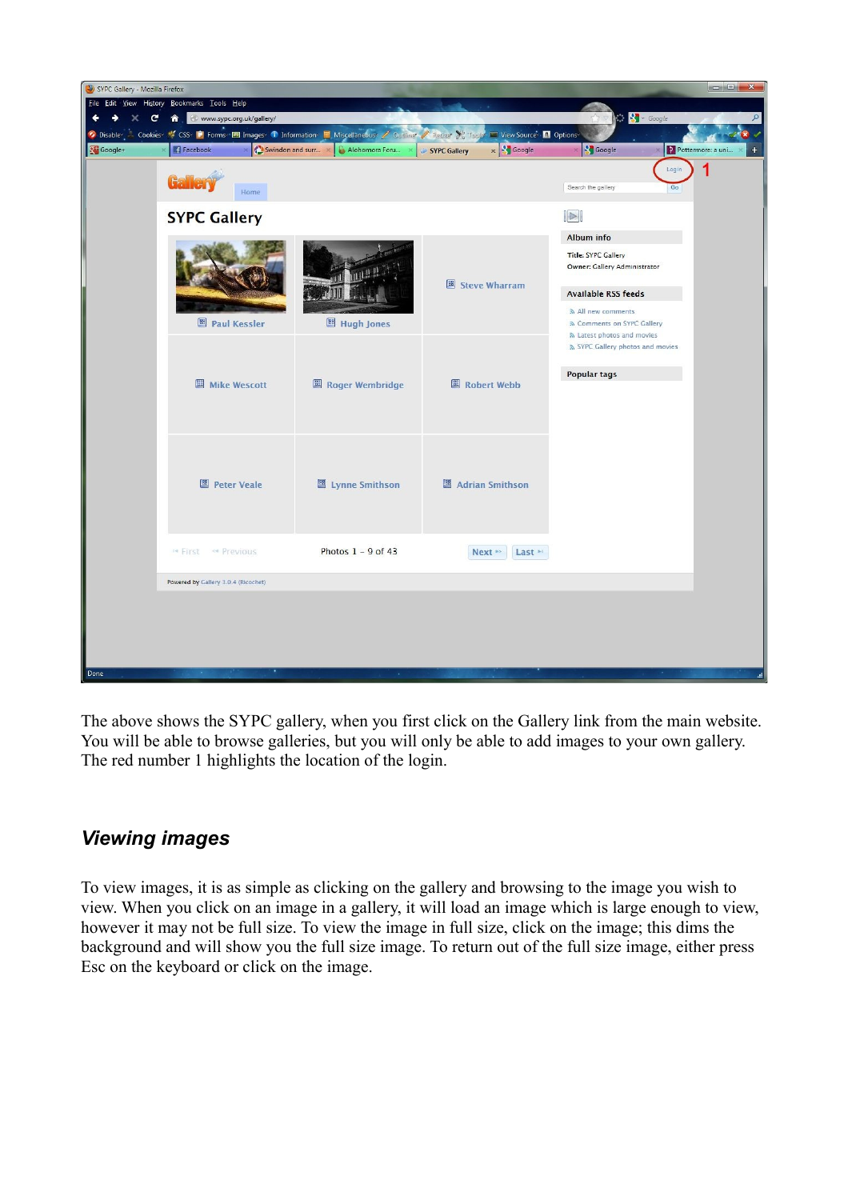The above shows the SYPC gallery, when you first click on the Gallery link from the main website. You will be able to browse galleries, but you will only be able to add images to your own gallery. The red number 1 highlights the location of the login.

## *Viewing images*

To view images, it is as simple as clicking on the gallery and browsing to the image you wish to view. When you click on an image in a gallery, it will load an image which is large enough to view, however it may not be full size. To view the image in full size, click on the image; this dims the background and will show you the full size image. To return out of the full size image, either press Esc on the keyboard or click on the image.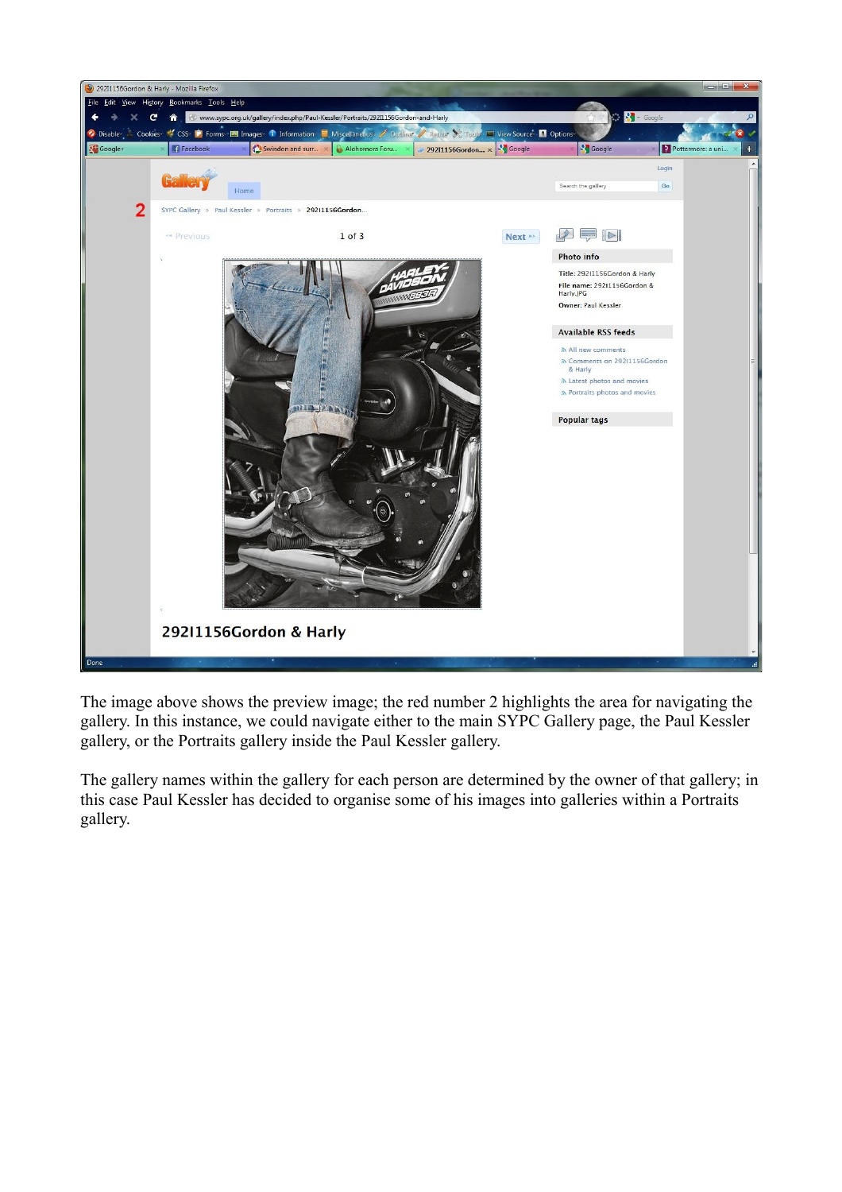The image above shows the preview image; the red number 2 highlights the area for navigating the gallery. In this instance, we could navigate either to the main SYPC Gallery page, the Paul Kessler gallery, or the Portraits gallery inside the Paul Kessler gallery.

The gallery names within the gallery for each person are determined by the owner of that gallery; in this case Paul Kessler has decided to organise some of his images into galleries within a Portraits gallery.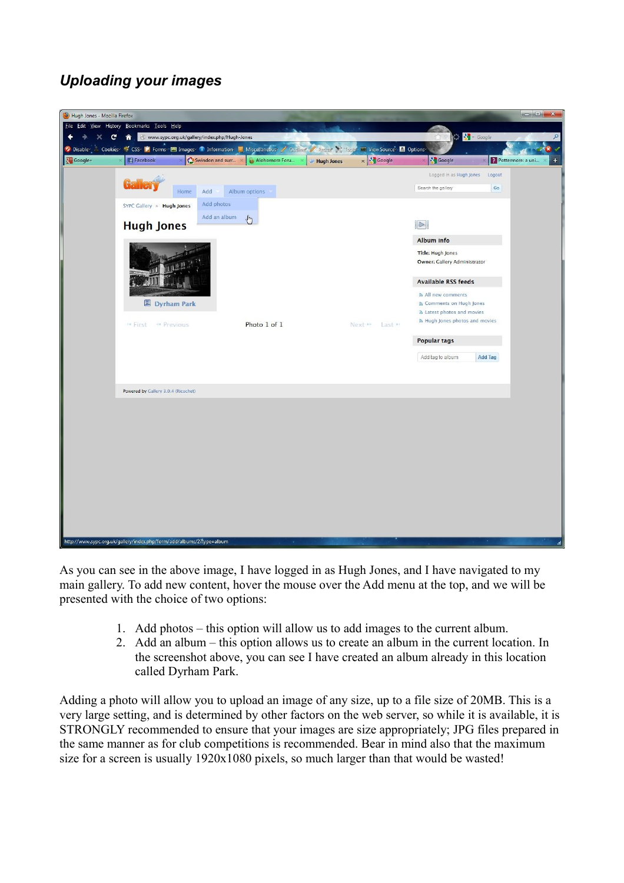## *Uploading your images*

As you can see in the above image, I have logged in as Hugh Jones, and I have navigated to my main gallery. To add new content, hover the mouse over the Add menu at the top, and we will be presented with the choice of two options:

1. Add photos – this option will allow us to add images to the current album.
2. Add an album – this option allows us to create an album in the current location. In the screenshot above, you can see I have created an album already in this location called Dyrham Park.

Adding a photo will allow you to upload an image of any size, up to a file size of 20MB. This is a very large setting, and is determined by other factors on the web server, so while it is available, it is STRONGLY recommended to ensure that your images are size appropriately; JPG files prepared in the same manner as for club competitions is recommended. Bear in mind also that the maximum size for a screen is usually 1920x1080 pixels, so much larger than that would be wasted!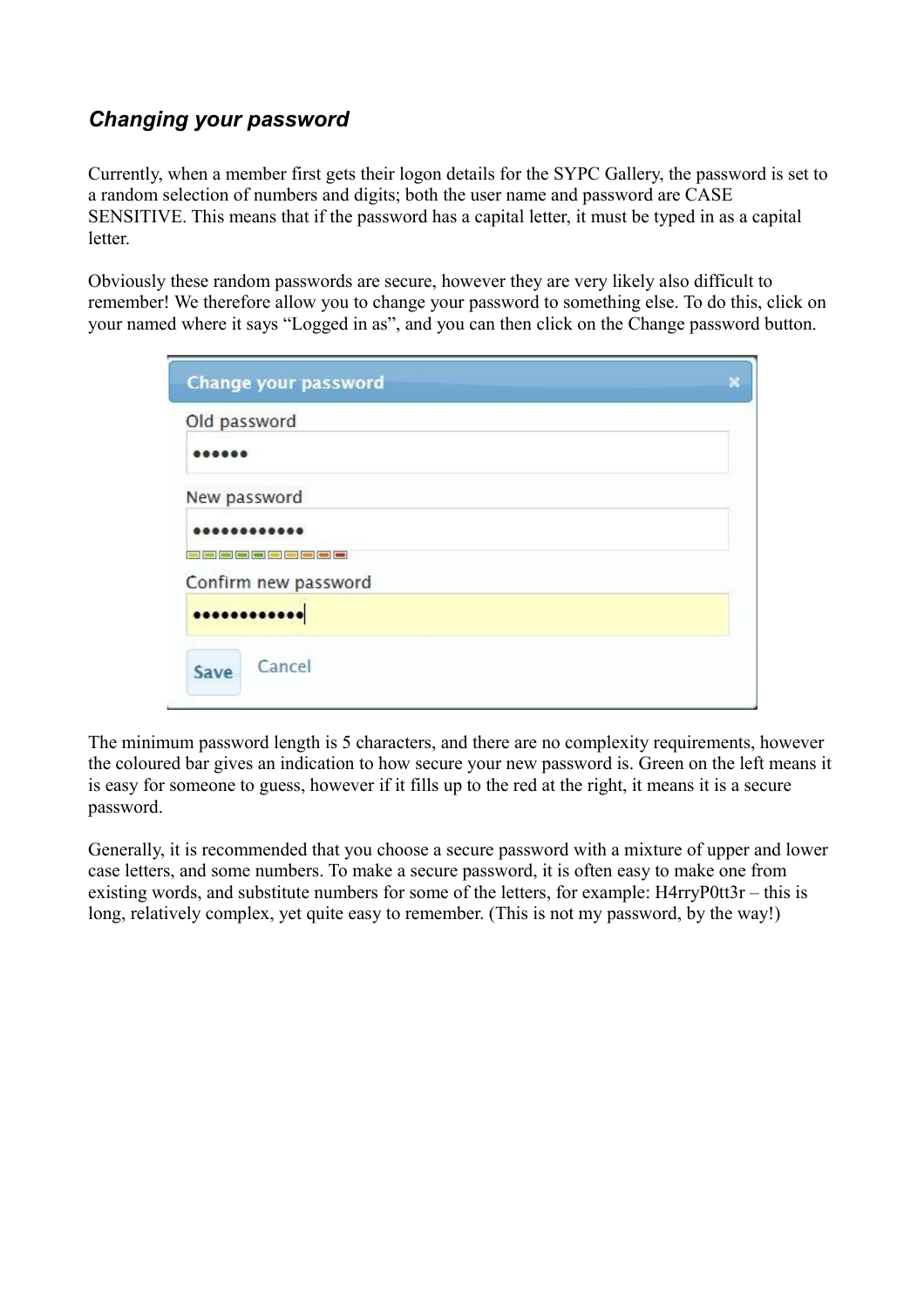### *Changing your password*

Currently, when a member first gets their logon details for the SYPC Gallery, the password is set to a random selection of numbers and digits; both the user name and password are CASE SENSITIVE. This means that if the password has a capital letter, it must be typed in as a capital letter.

Obviously these random passwords are secure, however they are very likely also difficult to remember! We therefore allow you to change your password to something else. To do this, click on your named where it says “Logged in as”, and you can then click on the Change password button.

The minimum password length is 5 characters, and there are no complexity requirements, however the coloured bar gives an indication to how secure your new password is. Green on the left means it is easy for someone to guess, however if it fills up to the red at the right, it means it is a secure password.

Generally, it is recommended that you choose a secure password with a mixture of upper and lower case letters, and some numbers. To make a secure password, it is often easy to make one from existing words, and substitute numbers for some of the letters, for example: H4rryP0tt3r – this is long, relatively complex, yet quite easy to remember. (This is not my password, by the way!)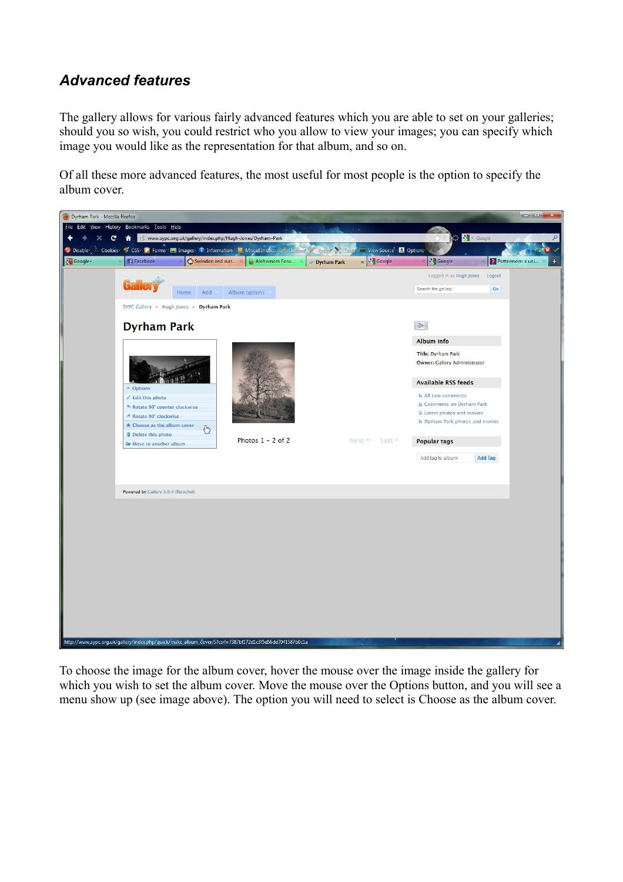### *Advanced features*

The gallery allows for various fairly advanced features which you are able to set on your galleries; should you so wish, you could restrict who you allow to view your images; you can specify which image you would like as the representation for that album, and so on.

Of all these more advanced features, the most useful for most people is the option to specify the album cover.

To choose the image for the album cover, hover the mouse over the image inside the gallery for which you wish to set the album cover. Move the mouse over the Options button, and you will see a menu show up (see image above). The option you will need to select is Choose as the album cover.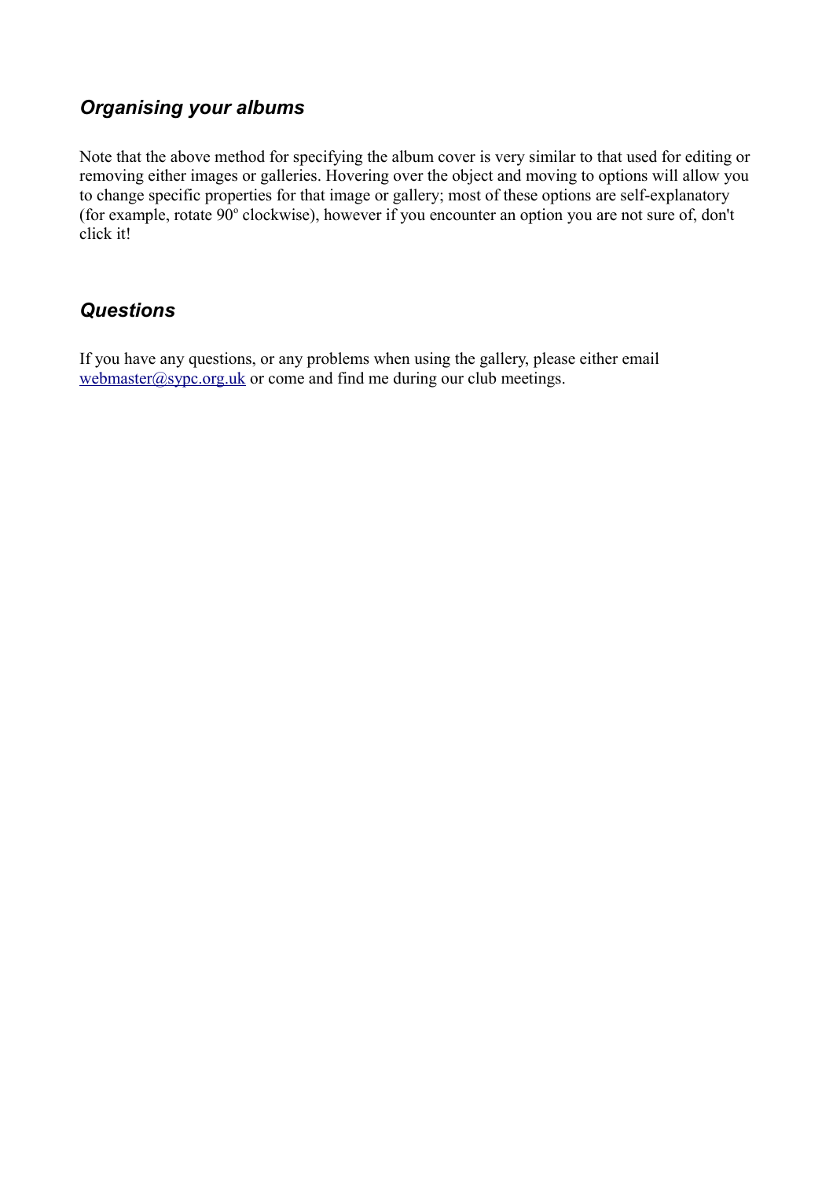## *Organising your albums*

Note that the above method for specifying the album cover is very similar to that used for editing or removing either images or galleries. Hovering over the object and moving to options will allow you to change specific properties for that image or gallery; most of these options are self-explanatory (for example, rotate 90º clockwise), however if you encounter an option you are not sure of, don't click it!

## *Questions*

If you have any questions, or any problems when using the gallery, please either email webmaster@sypc.org.uk or come and find me during our club meetings.